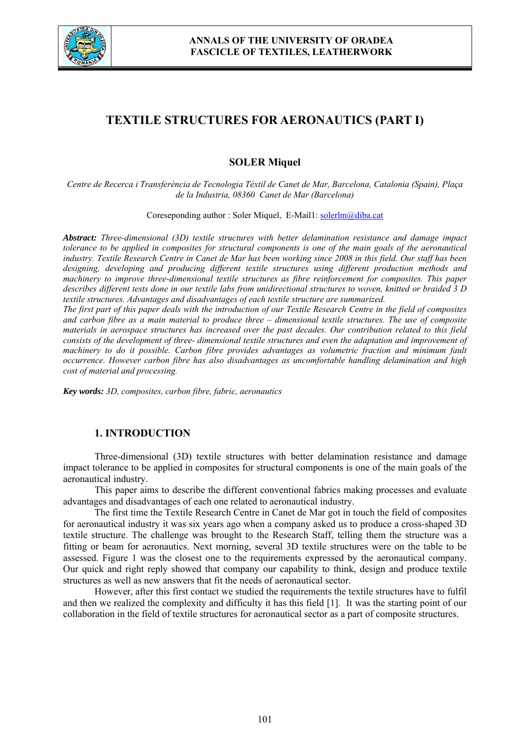# TEXTILE STRUCTURES FOR AERONAUTICS (PART I)

**SOLER Miquel**

*Centre de Recerca i Transferència de Tecnologia Tèxtil de Canet de Mar, Barcelona, Catalonia (Spain), Plaça de la Industria, 08360 Canet de Mar (Barcelona)*

Coreseponding author : Soler Miquel, E-Mail1: solerlm@diba.cat

***Abstract:*** *Three-dimensional (3D) textile structures with better delamination resistance and damage impact tolerance to be applied in composites for structural components is one of the main goals of the aeronautical industry. Textile Research Centre in Canet de Mar has been working since 2008 in this field. Our staff has been designing, developing and producing different textile structures using different production methods and machinery to improve three-dimensional textile structures as fibre reinforcement for composites. This paper describes different tests done in our textile labs from unidirectional structures to woven, knitted or braided 3 D textile structures. Advantages and disadvantages of each textile structure are summarized.*

*The first part of this paper deals with the introduction of our Textile Research Centre in the field of composites and carbon fibre as a main material to produce three – dimensional textile structures. The use of composite materials in aerospace structures has increased over the past decades. Our contribution related to this field consists of the development of three- dimensional textile structures and even the adaptation and improvement of machinery to do it possible. Carbon fibre provides advantages as volumetric fraction and minimum fault occurrence. However carbon fibre has also disadvantages as uncomfortable handling delamination and high cost of material and processing.*

***Key words:*** *3D, composites, carbon fibre, fabric, aeronautics*

## 1. INTRODUCTION

Three-dimensional (3D) textile structures with better delamination resistance and damage impact tolerance to be applied in composites for structural components is one of the main goals of the aeronautical industry.

This paper aims to describe the different conventional fabrics making processes and evaluate advantages and disadvantages of each one related to aeronautical industry.

The first time the Textile Research Centre in Canet de Mar got in touch the field of composites for aeronautical industry it was six years ago when a company asked us to produce a cross-shaped 3D textile structure. The challenge was brought to the Research Staff, telling them the structure was a fitting or beam for aeronautics. Next morning, several 3D textile structures were on the table to be assessed. Figure 1 was the closest one to the requirements expressed by the aeronautical company. Our quick and right reply showed that company our capability to think, design and produce textile structures as well as new answers that fit the needs of aeronautical sector.

However, after this first contact we studied the requirements the textile structures have to fulfil and then we realized the complexity and difficulty it has this field [1]. It was the starting point of our collaboration in the field of textile structures for aeronautical sector as a part of composite structures.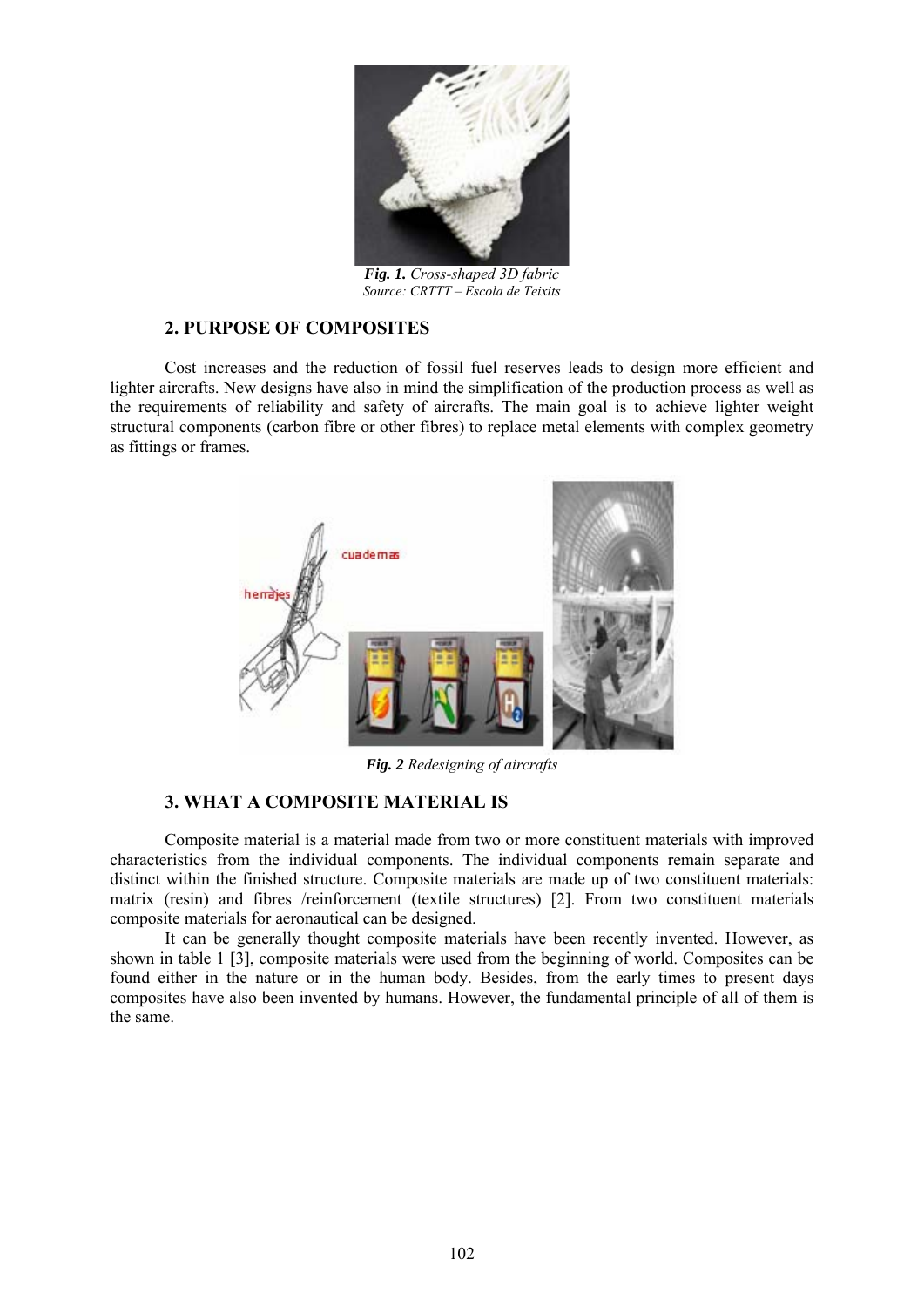*Fig. 1. Cross-shaped 3D fabric*
*Source: CRTTT – Escola de Teixits*

## 2. PURPOSE OF COMPOSITES

Cost increases and the reduction of fossil fuel reserves leads to design more efficient and lighter aircrafts. New designs have also in mind the simplification of the production process as well as the requirements of reliability and safety of aircrafts. The main goal is to achieve lighter weight structural components (carbon fibre or other fibres) to replace metal elements with complex geometry as fittings or frames.

***Fig. 2** Redesigning of aircrafts*

## 3. WHAT A COMPOSITE MATERIAL IS

Composite material is a material made from two or more constituent materials with improved characteristics from the individual components. The individual components remain separate and distinct within the finished structure. Composite materials are made up of two constituent materials: matrix (resin) and fibres /reinforcement (textile structures) [2]. From two constituent materials composite materials for aeronautical can be designed.

It can be generally thought composite materials have been recently invented. However, as shown in table 1 [3], composite materials were used from the beginning of world. Composites can be found either in the nature or in the human body. Besides, from the early times to present days composites have also been invented by humans. However, the fundamental principle of all of them is the same.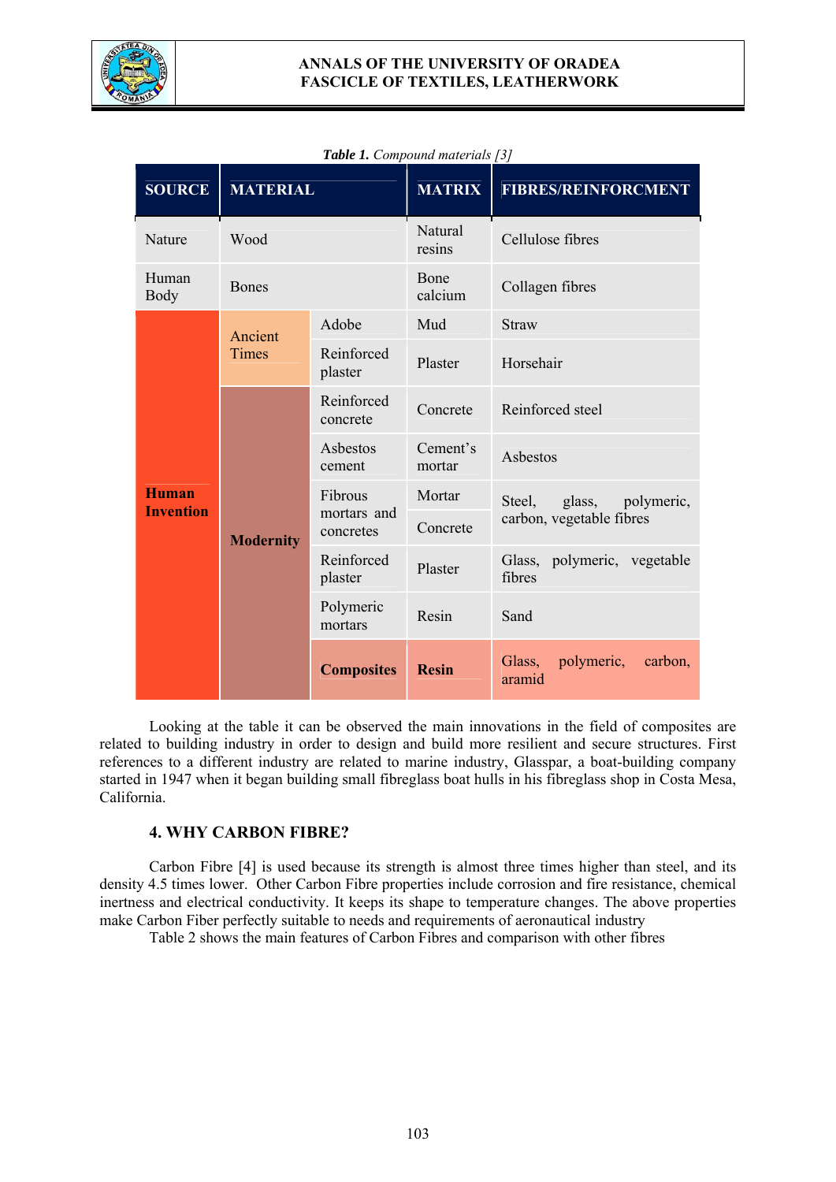***Table 1.*** *Compound materials [3]*

| SOURCE | MATERIAL | | MATRIX | FIBRES/REINFORCMENT |
|---|---|---|---|---|
| Nature | Wood | | Natural resins | Cellulose fibres |
| Human Body | Bones | | Bone calcium | Collagen fibres |
| **Human Invention** | Ancient Times | Adobe | Mud | Straw |
| | | Reinforced plaster | Plaster | Horsehair |
| | **Modernity** | Reinforced concrete | Concrete | Reinforced steel |
| | | Asbestos cement | Cement's mortar | Asbestos |
| | | Fibrous mortars and concretes | Mortar | Steel, glass, polymeric, carbon, vegetable fibres |
| | | | Concrete | |
| | | Reinforced plaster | Plaster | Glass, polymeric, vegetable fibres |
| | | Polymeric mortars | Resin | Sand |
| | | **Composites** | **Resin** | Glass, polymeric, carbon, aramid |

Looking at the table it can be observed the main innovations in the field of composites are related to building industry in order to design and build more resilient and secure structures. First references to a different industry are related to marine industry, Glasspar, a boat-building company started in 1947 when it began building small fibreglass boat hulls in his fibreglass shop in Costa Mesa, California.

## 4. WHY CARBON FIBRE?

Carbon Fibre [4] is used because its strength is almost three times higher than steel, and its density 4.5 times lower. Other Carbon Fibre properties include corrosion and fire resistance, chemical inertness and electrical conductivity. It keeps its shape to temperature changes. The above properties make Carbon Fiber perfectly suitable to needs and requirements of aeronautical industry

Table 2 shows the main features of Carbon Fibres and comparison with other fibres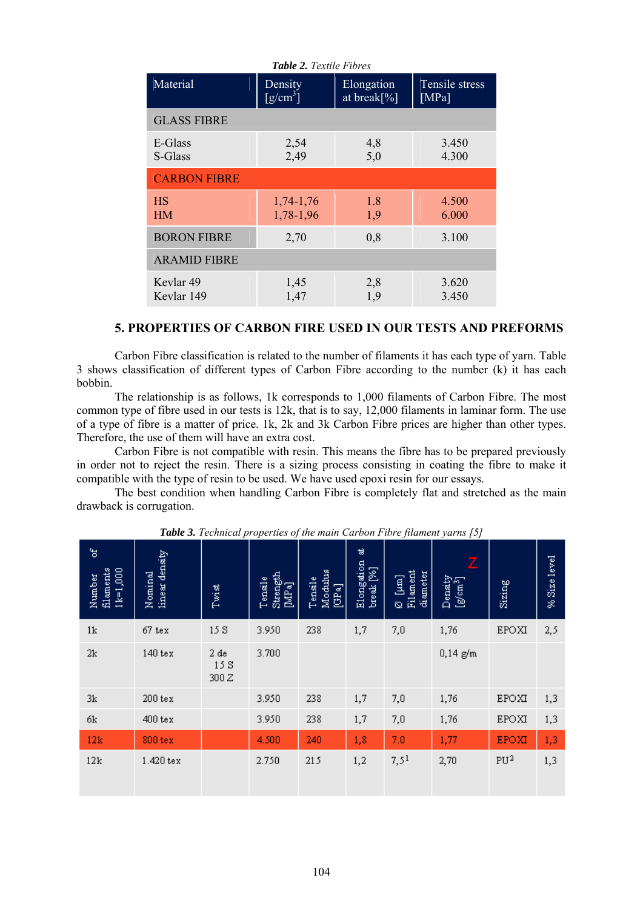***Table 2.** Textile Fibres*

| Material | Density [g/cm$^3$] | Elongation at break[%] | Tensile stress [MPa] |
|---|---|---|---|
| GLASS FIBRE | | | |
| E-Glass<br>S-Glass | 2,54<br>2,49 | 4,8<br>5,0 | 3.450<br>4.300 |
| CARBON FIBRE | | | |
| HS<br>HM | 1,74-1,76<br>1,78-1,96 | 1.8<br>1,9 | 4.500<br>6.000 |
| BORON FIBRE | 2,70 | 0,8 | 3.100 |
| ARAMID FIBRE | | | |
| Kevlar 49<br>Kevlar 149 | 1,45<br>1,47 | 2,8<br>1,9 | 3.620<br>3.450 |

## 5. PROPERTIES OF CARBON FIRE USED IN OUR TESTS AND PREFORMS

Carbon Fibre classification is related to the number of filaments it has each type of yarn. Table 3 shows classification of different types of Carbon Fibre according to the number (k) it has each bobbin.

The relationship is as follows, 1k corresponds to 1,000 filaments of Carbon Fibre. The most common type of fibre used in our tests is 12k, that is to say, 12,000 filaments in laminar form. The use of a type of fibre is a matter of price. 1k, 2k and 3k Carbon Fibre prices are higher than other types. Therefore, the use of them will have an extra cost.

Carbon Fibre is not compatible with resin. This means the fibre has to be prepared previously in order not to reject the resin. There is a sizing process consisting in coating the fibre to make it compatible with the type of resin to be used. We have used epoxi resin for our essays.

The best condition when handling Carbon Fibre is completely flat and stretched as the main drawback is corrugation.

***Table 3.** Technical properties of the main Carbon Fibre filament yarns [5]*

| Number of filaments 1k=1,000 | Nominal linear density | Twist | Tensile Strength [MPa] | Tensile Modulus [GPa] | Elongation at break [%] | Ø [µm] Filament diameter | Density [g/cm$^3$] | Sizing | % Size level |
|---|---|---|---|---|---|---|---|---|---|
| 1k | 67 tex | 15 S | 3.950 | 238 | 1,7 | 7,0 | 1,76 | EPOXI | 2,5 |
| 2k | 140 tex | 2 de 15 S 300 Z | 3.700 | | | | 0,14 g/m | | |
| 3k | 200 tex | | 3.950 | 238 | 1,7 | 7,0 | 1,76 | EPOXI | 1,3 |
| 6k | 400 tex | | 3.950 | 238 | 1,7 | 7,0 | 1,76 | EPOXI | 1,3 |
| 12k | 800 tex | | 4.500 | 240 | 1,8 | 7.0 | 1,77 | EPOXI | 1,3 |
| 12k | 1.420 tex | | 2.750 | 215 | 1,2 | 7,5[1] | 2,70 | PU[2] | 1,3 |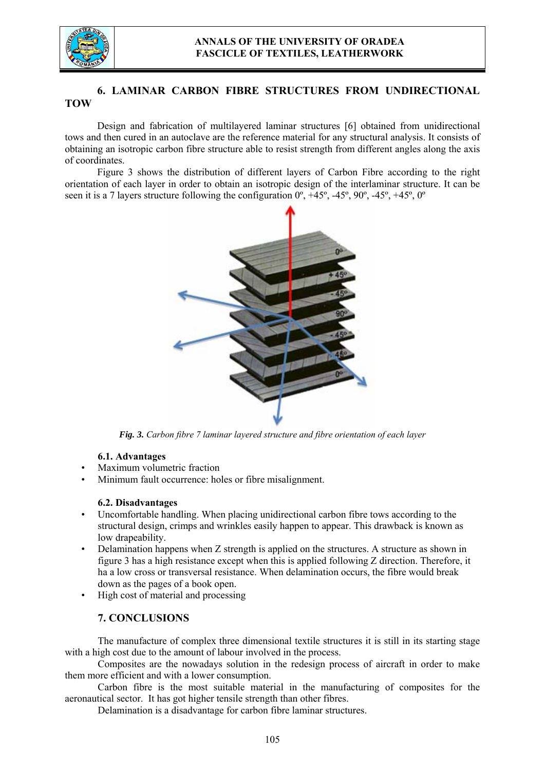## 6. LAMINAR CARBON FIBRE STRUCTURES FROM UNDIRECTIONAL TOW

Design and fabrication of multilayered laminar structures [6] obtained from unidirectional tows and then cured in an autoclave are the reference material for any structural analysis. It consists of obtaining an isotropic carbon fibre structure able to resist strength from different angles along the axis of coordinates.

Figure 3 shows the distribution of different layers of Carbon Fibre according to the right orientation of each layer in order to obtain an isotropic design of the interlaminar structure. It can be seen it is a 7 layers structure following the configuration 0º, +45º, -45º, 90º, -45º, +45º, 0º

***Fig. 3.*** *Carbon fibre 7 laminar layered structure and fibre orientation of each layer*

### 6.1. Advantages

- Maximum volumetric fraction
- Minimum fault occurrence: holes or fibre misalignment.

### 6.2. Disadvantages

- Uncomfortable handling. When placing unidirectional carbon fibre tows according to the structural design, crimps and wrinkles easily happen to appear. This drawback is known as low drapeability.
- Delamination happens when Z strength is applied on the structures. A structure as shown in figure 3 has a high resistance except when this is applied following Z direction. Therefore, it ha a low cross or transversal resistance. When delamination occurs, the fibre would break down as the pages of a book open.
- High cost of material and processing

## 7. CONCLUSIONS

The manufacture of complex three dimensional textile structures it is still in its starting stage with a high cost due to the amount of labour involved in the process.

Composites are the nowadays solution in the redesign process of aircraft in order to make them more efficient and with a lower consumption.

Carbon fibre is the most suitable material in the manufacturing of composites for the aeronautical sector. It has got higher tensile strength than other fibres.

Delamination is a disadvantage for carbon fibre laminar structures.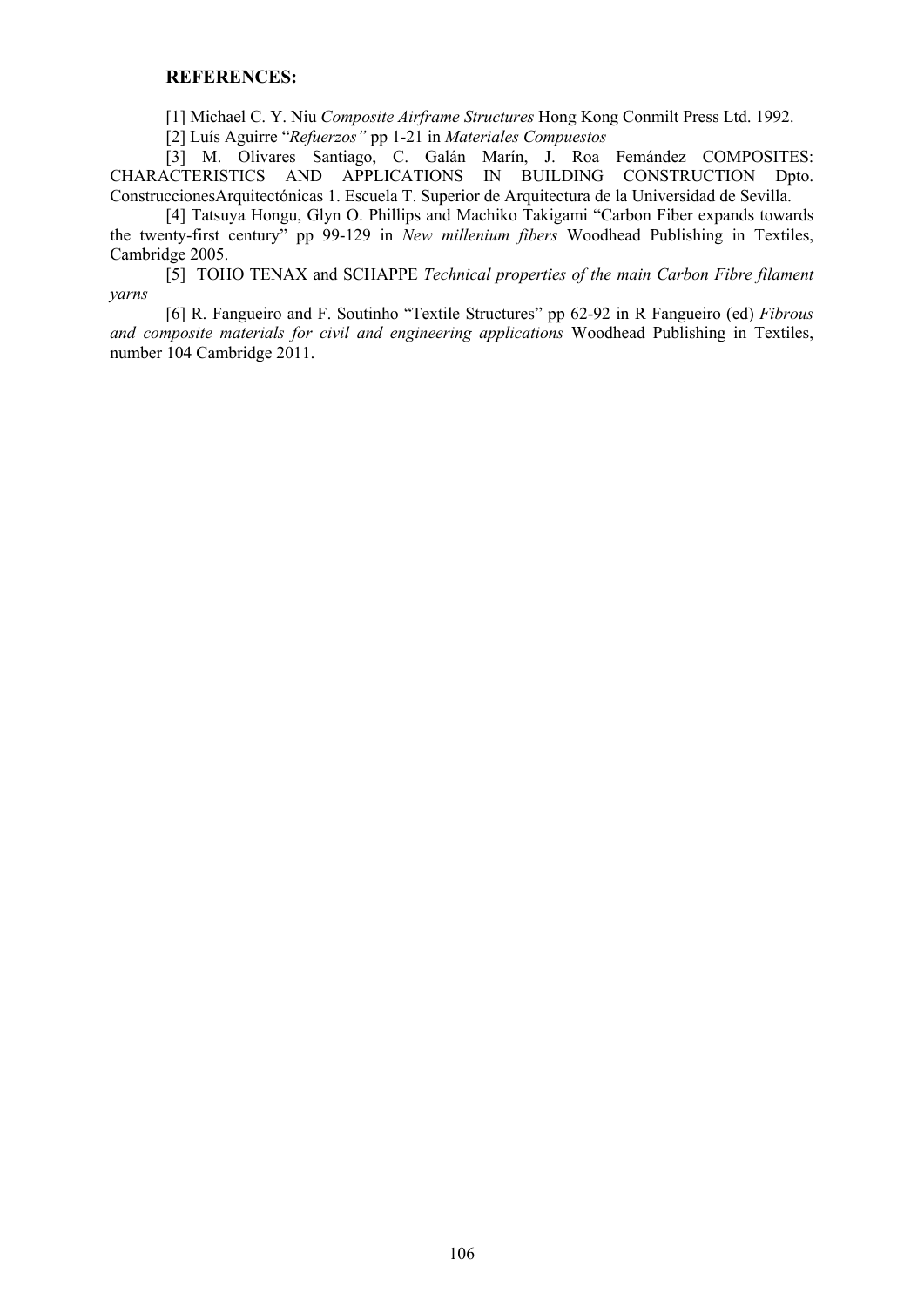**REFERENCES:**

[1] Michael C. Y. Niu *Composite Airframe Structures* Hong Kong Conmilt Press Ltd. 1992.

[2] Luís Aguirre "*Refuerzos"* pp 1-21 in *Materiales Compuestos*

[3] M. Olivares Santiago, C. Galán Marín, J. Roa Femández COMPOSITES: CHARACTERISTICS AND APPLICATIONS IN BUILDING CONSTRUCTION Dpto. ConstruccionesArquitectónicas 1. Escuela T. Superior de Arquitectura de la Universidad de Sevilla.

[4] Tatsuya Hongu, Glyn O. Phillips and Machiko Takigami "Carbon Fiber expands towards the twenty-first century" pp 99-129 in *New millenium fibers* Woodhead Publishing in Textiles, Cambridge 2005.

[5] TOHO TENAX and SCHAPPE *Technical properties of the main Carbon Fibre filament yarns*

[6] R. Fangueiro and F. Soutinho "Textile Structures" pp 62-92 in R Fangueiro (ed) *Fibrous and composite materials for civil and engineering applications* Woodhead Publishing in Textiles, number 104 Cambridge 2011.